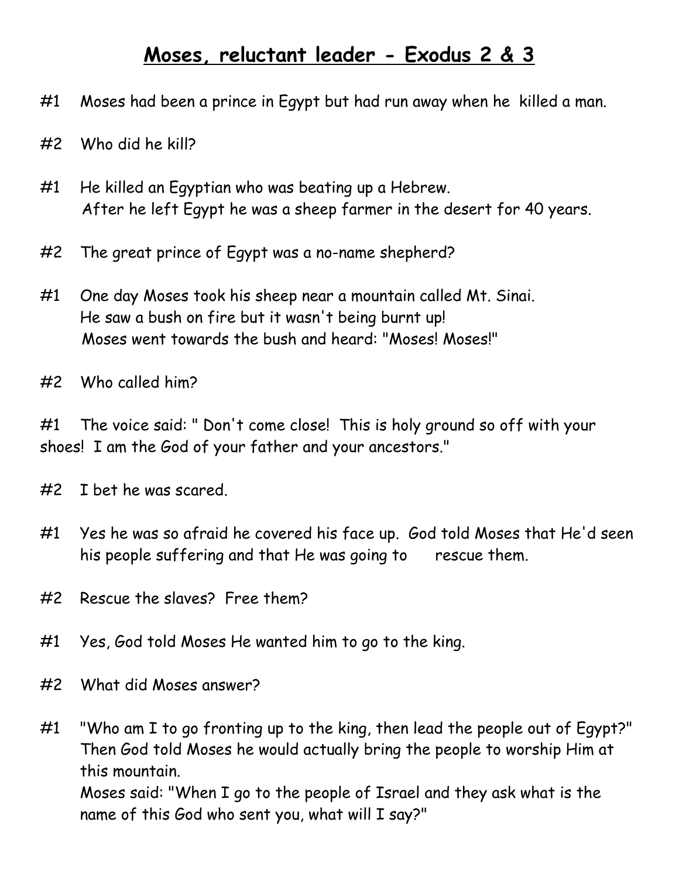# **Moses, reluctant leader - Exodus 2 & 3**

#1 Moses had been a prince in Egypt but had run away when he killed a man.

#2 Who did he kill?

#1 He killed an Egyptian who was beating up a Hebrew.
After he left Egypt he was a sheep farmer in the desert for 40 years.

#2 The great prince of Egypt was a no-name shepherd?

#1 One day Moses took his sheep near a mountain called Mt. Sinai.
He saw a bush on fire but it wasn't being burnt up!
Moses went towards the bush and heard: "Moses! Moses!"

#2 Who called him?

#1 The voice said: " Don't come close! This is holy ground so off with your shoes! I am the God of your father and your ancestors."

#2 I bet he was scared.

#1 Yes he was so afraid he covered his face up. God told Moses that He'd seen his people suffering and that He was going to rescue them.

#2 Rescue the slaves? Free them?

#1 Yes, God told Moses He wanted him to go to the king.

#2 What did Moses answer?

#1 "Who am I to go fronting up to the king, then lead the people out of Egypt?"
Then God told Moses he would actually bring the people to worship Him at this mountain.
Moses said: "When I go to the people of Israel and they ask what is the name of this God who sent you, what will I say?"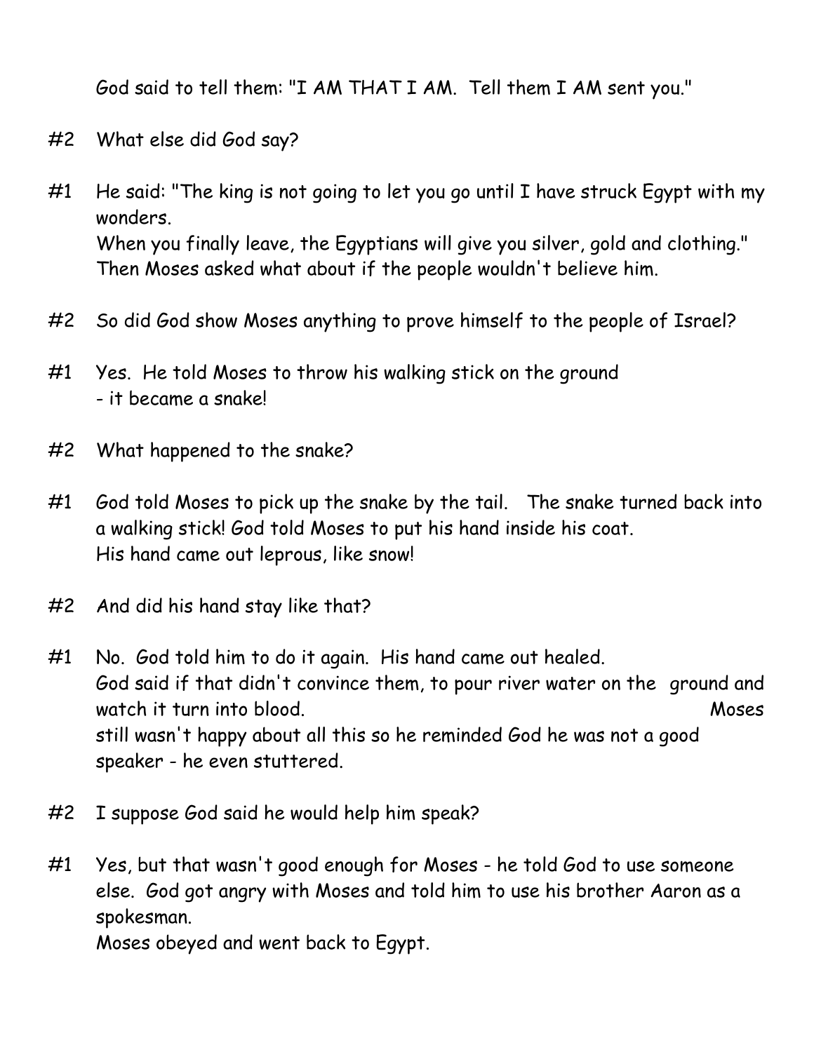God said to tell them: "I AM THAT I AM. Tell them I AM sent you."

#2 What else did God say?

#1 He said: "The king is not going to let you go until I have struck Egypt with my wonders.
When you finally leave, the Egyptians will give you silver, gold and clothing."
Then Moses asked what about if the people wouldn't believe him.

#2 So did God show Moses anything to prove himself to the people of Israel?

#1 Yes. He told Moses to throw his walking stick on the ground
- it became a snake!

#2 What happened to the snake?

#1 God told Moses to pick up the snake by the tail. The snake turned back into a walking stick! God told Moses to put his hand inside his coat.
His hand came out leprous, like snow!

#2 And did his hand stay like that?

#1 No. God told him to do it again. His hand came out healed.
God said if that didn't convince them, to pour river water on the ground and watch it turn into blood. Moses still wasn't happy about all this so he reminded God he was not a good speaker - he even stuttered.

#2 I suppose God said he would help him speak?

#1 Yes, but that wasn't good enough for Moses - he told God to use someone else. God got angry with Moses and told him to use his brother Aaron as a spokesman.
Moses obeyed and went back to Egypt.